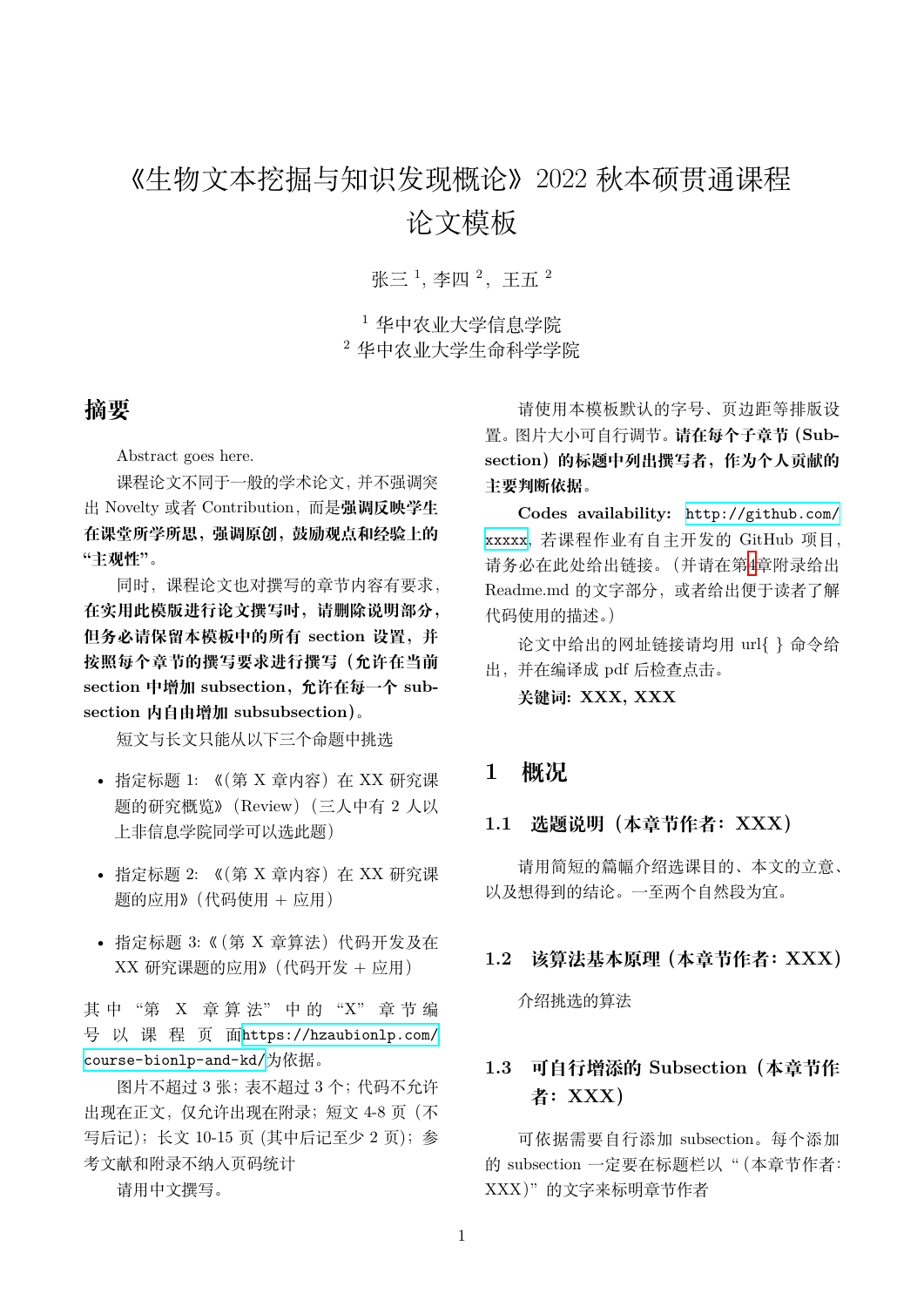# 《生物文本挖掘与知识发现概论》2022 秋本硕贯通课程论文模板

张三 [1], 李四 [2]，王五 [2]

[1] 华中农业大学信息学院
[2] 华中农业大学生命科学学院

## 摘要

Abstract goes here.

课程论文不同于一般的学术论文，并不强调突出 Novelty 或者 Contribution，而是**强调反映学生在课堂所学所思，强调原创，鼓励观点和经验上的“主观性”**。

同时，课程论文也对撰写的章节内容有要求，**在实用此模版进行论文撰写时，请删除说明部分，但务必请保留本模板中的所有 section 设置，并按照每个章节的撰写要求进行撰写（允许在当前 section 中增加 subsection，允许在每一个 subsection 内自由增加 subsubsection）**。

短文与长文只能从以下三个命题中挑选

- 指定标题 1: 《（第 X 章内容）在 XX 研究课题的研究概览》（Review）（三人中有 2 人以上非信息学院同学可以选此题）
- 指定标题 2: 《（第 X 章内容）在 XX 研究课题的应用》（代码使用 + 应用）
- 指定标题 3:《（第 X 章算法）代码开发及在 XX 研究课题的应用》（代码开发 + 应用）

其中“第 X 章算法”中的“X”章节编号以课程页面https://hzaubionlp.com/course-bionlp-and-kd/为依据。

图片不超过 3 张；表不超过 3 个；代码不允许出现在正文，仅允许出现在附录；短文 4-8 页（不写后记）；长文 10-15 页 (其中后记至少 2 页)；参考文献和附录不纳入页码统计

请用中文撰写。

请使用本模板默认的字号、页边距等排版设置。图片大小可自行调节。**请在每个子章节（Subsection）的标题中列出撰写者，作为个人贡献的主要判断依据**。

**Codes availability:** http://github.com/xxxxx, 若课程作业有自主开发的 GitHub 项目，请务必在此处给出链接。（并请在第4章附录给出 Readme.md 的文字部分，或者给出便于读者了解代码使用的描述。）

论文中给出的网址链接请均用 url{ } 命令给出，并在编译成 pdf 后检查点击。

**关键词: XXX, XXX**

## 1 概况

### 1.1 选题说明（本章节作者：XXX）

请用简短的篇幅介绍选课目的、本文的立意、以及想得到的结论。一至两个自然段为宜。

### 1.2 该算法基本原理（本章节作者：XXX）

介绍挑选的算法

### 1.3 可自行增添的 Subsection（本章节作者：XXX）

可依据需要自行添加 subsection。每个添加的 subsection 一定要在标题栏以“（本章节作者：XXX）”的文字来标明章节作者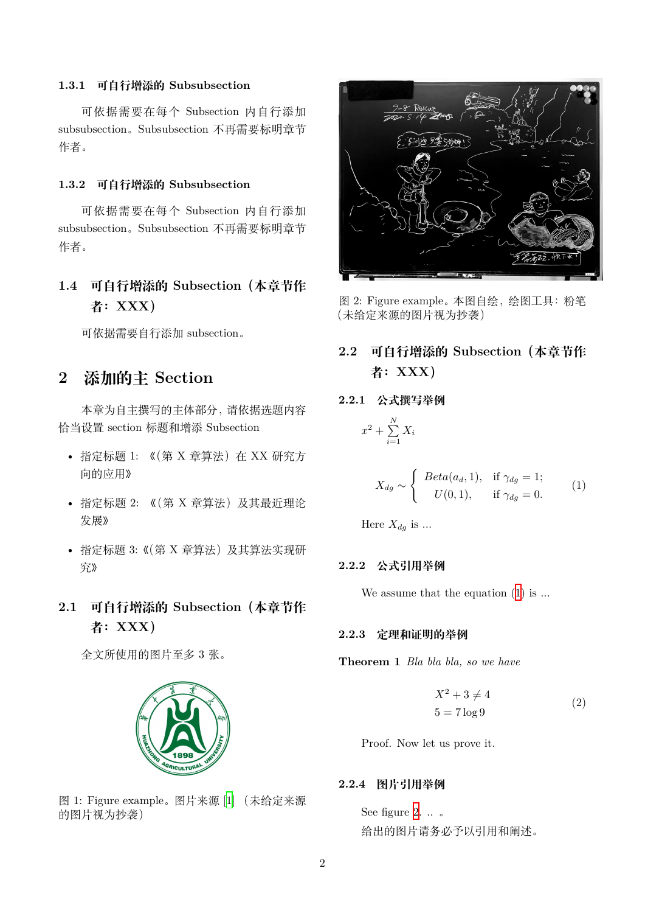#### 1.3.1 可自行增添的 Subsubsection

可依据需要在每个 Subsection 内自行添加 subsubsection。Subsubsection 不再需要标明章节作者。

#### 1.3.2 可自行增添的 Subsubsection

可依据需要在每个 Subsection 内自行添加 subsubsection。Subsubsection 不再需要标明章节作者。

### 1.4 可自行增添的 Subsection（本章节作者：XXX）

可依据需要自行添加 subsection。

## 2 添加的主 Section

本章为自主撰写的主体部分，请依据选题内容恰当设置 section 标题和增添 Subsection

- 指定标题 1: 《(第 X 章算法）在 XX 研究方向的应用》
- 指定标题 2: 《(第 X 章算法）及其最近理论发展》
- 指定标题 3: 《(第 X 章算法）及其算法实现研究》

### 2.1 可自行增添的 Subsection（本章节作者：XXX）

全文所使用的图片至多 3 张。

图 1: Figure example。图片来源 [1]（未给定来源的图片视为抄袭）

图 2: Figure example。本图自绘，绘图工具：粉笔（未给定来源的图片视为抄袭）

### 2.2 可自行增添的 Subsection（本章节作者：XXX）

#### 2.2.1 公式撰写举例

$x^2 + \sum_{i=1}^{N} X_i$

$$X_{dg} \sim \begin{cases} Beta(a_d, 1), & \text{if } \gamma_{dg} = 1; \\ U(0, 1), & \text{if } \gamma_{dg} = 0. \end{cases} \tag{1}$$

Here $X_{dg}$ is ...

#### 2.2.2 公式引用举例

We assume that the equation (1) is ...

#### 2.2.3 定理和证明的举例

**Theorem 1** *Bla bla bla, so we have*

$$\begin{aligned} X^2 + 3 &\neq 4 \\ 5 &= 7\log 9 \end{aligned} \tag{2}$$

Proof. Now let us prove it.

#### 2.2.4 图片引用举例

See figure 2. .. 。

给出的图片请务必予以引用和阐述。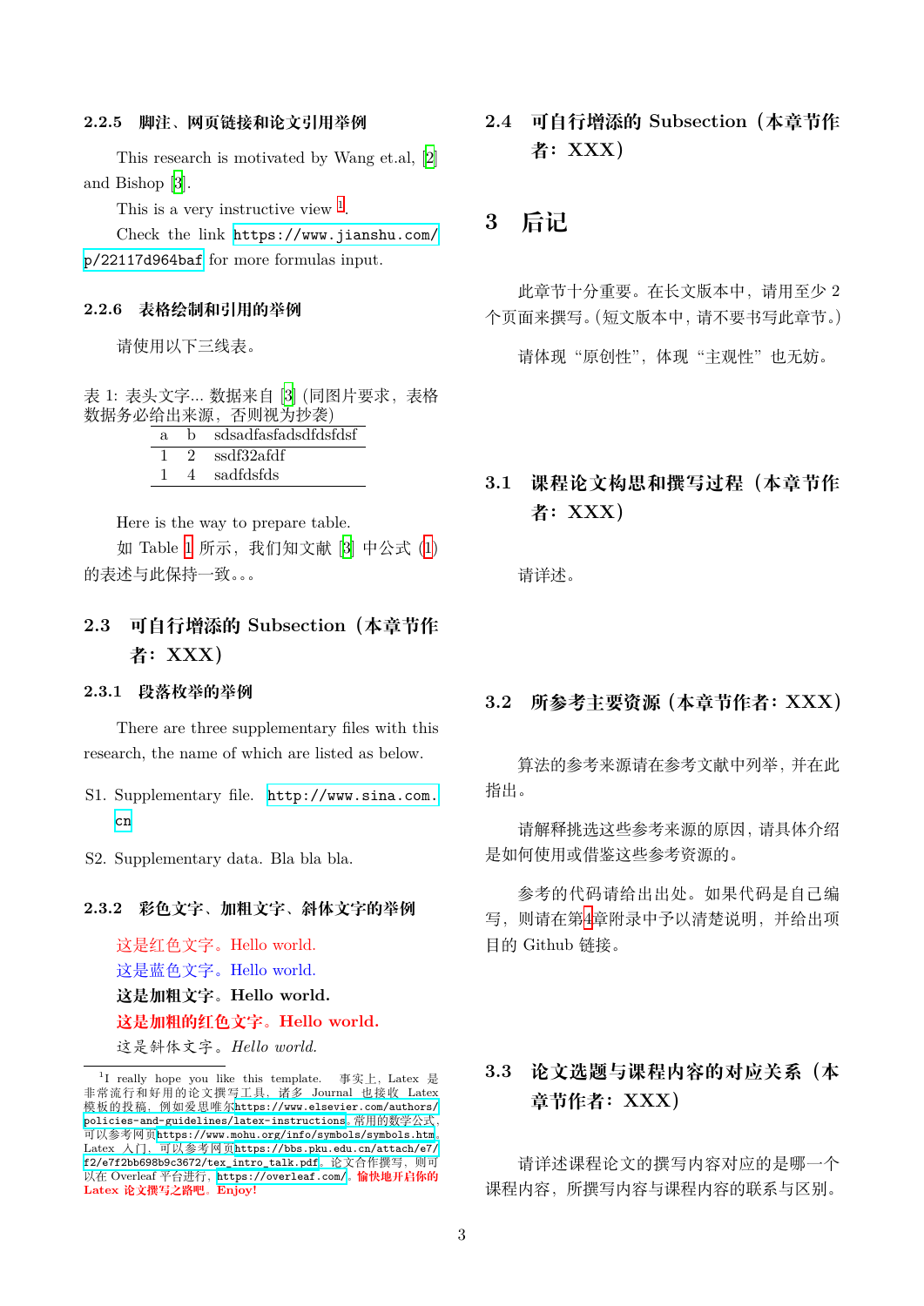#### 2.2.5 脚注、网页链接和论文引用举例

This research is motivated by Wang et.al, [2] and Bishop [3].

This is a very instructive view [1].

Check the link https://www.jianshu.com/p/22117d964baf for more formulas input.

#### 2.2.6 表格绘制和引用的举例

请使用以下三线表。

表 1: 表头文字... 数据来自 [3] (同图片要求，表格数据务必给出来源，否则视为抄袭)

| a | b | sdsadfasfadsdfdsfdsf |
|---|---|---|
| 1 | 2 | ssdf32afdf |
| 1 | 4 | sadfdsfds |

Here is the way to prepare table.

如 Table 1 所示，我们知文献 [3] 中公式 (1) 的表述与此保持一致。。。

### 2.3 可自行增添的 Subsection（本章节作者：XXX）

#### 2.3.1 段落枚举的举例

There are three supplementary files with this research, the name of which are listed as below.

S1. Supplementary file. http://www.sina.com.cn

S2. Supplementary data. Bla bla bla.

#### 2.3.2 彩色文字、加粗文字、斜体文字的举例

这是红色文字。Hello world.

这是蓝色文字。Hello world.

**这是加粗文字。Hello world.**

**这是加粗的红色文字。Hello world.**

*这是斜体文字。Hello world.*

[1] I really hope you like this template. 事实上，Latex 是非常流行和好用的论文撰写工具，诸多 Journal 也接收 Latex 模板的投稿，例如爱思唯尔https://www.elsevier.com/authors/policies-and-guidelines/latex-instructions。常用的数学公式，可以参考网页https://www.mohu.org/info/symbols/symbols.htm。Latex 入门，可以参考网页https://bbs.pku.edu.cn/attach/e7/f2/e7f2bb698b9c3672/tex_intro_talk.pdf。论文合作撰写，则可以在 Overleaf 平台进行，https://overleaf.com/。**愉快地开启你的 Latex 论文撰写之路吧。Enjoy!**

### 2.4 可自行增添的 Subsection（本章节作者：XXX）

## 3 后记

此章节十分重要。在长文版本中，请用至少 2 个页面来撰写。(短文版本中，请不要书写此章节。)

请体现“原创性”，体现“主观性”也无妨。

### 3.1 课程论文构思和撰写过程（本章节作者：XXX）

请详述。

### 3.2 所参考主要资源（本章节作者：XXX）

算法的参考来源请在参考文献中列举，并在此指出。

请解释挑选这些参考来源的原因，请具体介绍是如何使用或借鉴这些参考资源的。

参考的代码请给出出处。如果代码是自己编写，则请在第4章附录中予以清楚说明，并给出项目的 Github 链接。

### 3.3 论文选题与课程内容的对应关系（本章节作者：XXX）

请详述课程论文的撰写内容对应的是哪一个课程内容，所撰写内容与课程内容的联系与区别。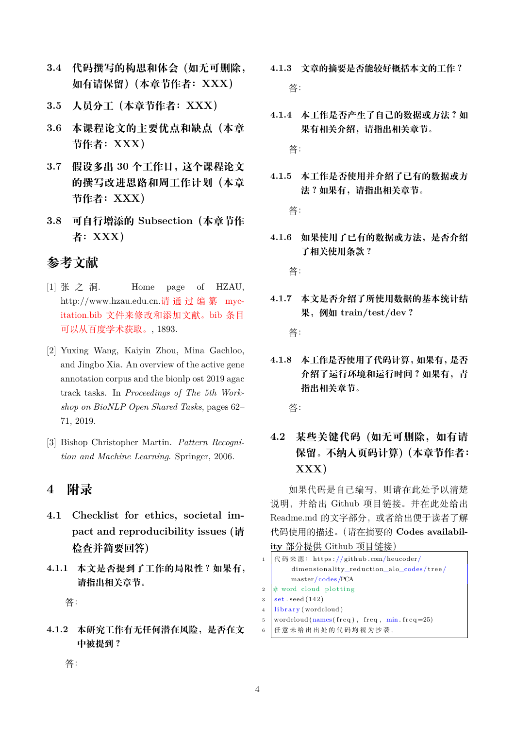### 3.4 代码撰写的构思和体会（如无可删除，如有请保留）（本章节作者：XXX）

### 3.5 人员分工（本章节作者：XXX）

### 3.6 本课程论文的主要优点和缺点（本章节作者：XXX）

### 3.7 假设多出 30 个工作日，这个课程论文的撰写改进思路和周工作计划（本章节作者：XXX）

### 3.8 可自行增添的 Subsection（本章节作者：XXX）

## 参考文献

[1] 张之洞. Home page of HZAU, http://www.hzau.edu.cn.请通过编纂 mycitation.bib 文件来修改和添加文献。bib 条目可以从百度学术获取。, 1893.

[2] Yuxing Wang, Kaiyin Zhou, Mina Gachloo, and Jingbo Xia. An overview of the active gene annotation corpus and the bionlp ost 2019 agac track tasks. In *Proceedings of The 5th Workshop on BioNLP Open Shared Tasks*, pages 62–71, 2019.

[3] Bishop Christopher Martin. *Pattern Recognition and Machine Learning*. Springer, 2006.

# 4 附录

## 4.1 Checklist for ethics, societal impact and reproducibility issues (请检查并简要回答)

### 4.1.1 本文是否提到了工作的局限性？如果有，请指出相关章节。

答:

### 4.1.2 本研究工作有无任何潜在风险，是否在文中被提到？

答:

### 4.1.3 文章的摘要是否能较好概括本文的工作？

答:

### 4.1.4 本工作是否产生了自己的数据或方法？如果有相关介绍，请指出相关章节。

答:

### 4.1.5 本工作是否使用并介绍了已有的数据或方法？如果有，请指出相关章节。

答:

### 4.1.6 如果使用了已有的数据或方法，是否介绍了相关使用条款？

答:

### 4.1.7 本文是否介绍了所使用数据的基本统计结果，例如 train/test/dev？

答:

### 4.1.8 本工作是否使用了代码计算，如果有，是否介绍了运行环境和运行时间？如果有，青指出相关章节。

答:

## 4.2 某些关键代码（如无可删除，如有请保留。不纳入页码计算）（本章节作者：XXX）

如果代码是自己编写，则请在此处予以清楚说明，并给出 Github 项目链接。并在此处给出 Readme.md 的文字部分，或者给出便于读者了解代码使用的描述。(请在摘要的 **Codes availability** 部分提供 Github 项目链接)

```
代码来源: https://github.com/heucoder/dimensionality_reduction_alo_codes/tree/master/codes/PCA
# word cloud plotting
set.seed(142)
library(wordcloud)
wordcloud(names(freq), freq, min.freq=25)
任意未给出出处的代码均视为抄袭。
```